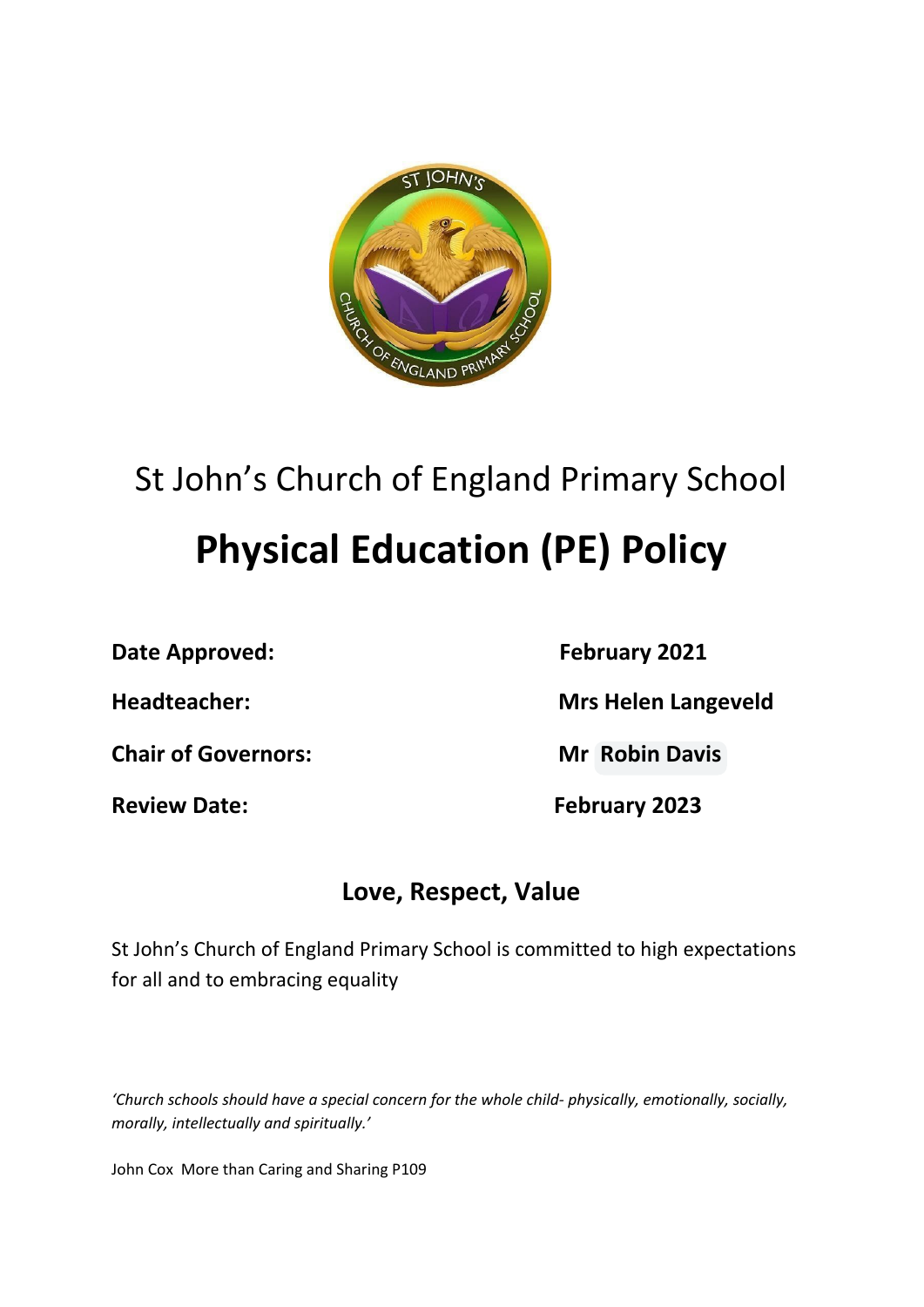St John's Church of England Primary School

# Physical Education (PE) Policy

**Date Approved:** **February 2021**

**Headteacher:** **Mrs Helen Langeveld**

**Chair of Governors:** **Mr Robin Davis**

**Review Date:** **February 2023**

## Love, Respect, Value

St John's Church of England Primary School is committed to high expectations for all and to embracing equality

*'Church schools should have a special concern for the whole child- physically, emotionally, socially, morally, intellectually and spiritually.'*

John Cox More than Caring and Sharing P109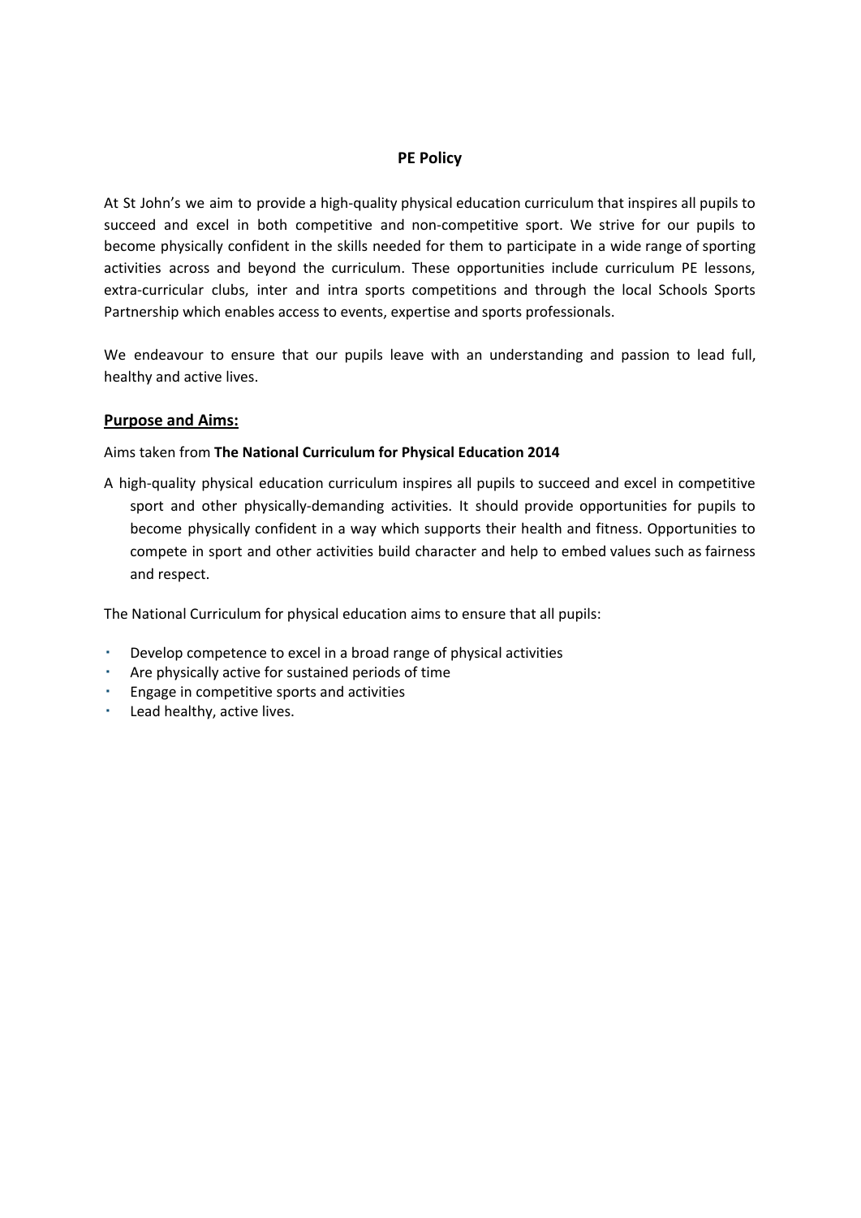# PE Policy

At St John's we aim to provide a high-quality physical education curriculum that inspires all pupils to succeed and excel in both competitive and non-competitive sport. We strive for our pupils to become physically confident in the skills needed for them to participate in a wide range of sporting activities across and beyond the curriculum. These opportunities include curriculum PE lessons, extra-curricular clubs, inter and intra sports competitions and through the local Schools Sports Partnership which enables access to events, expertise and sports professionals.

We endeavour to ensure that our pupils leave with an understanding and passion to lead full, healthy and active lives.

## Purpose and Aims:

Aims taken from **The National Curriculum for Physical Education 2014**

A high-quality physical education curriculum inspires all pupils to succeed and excel in competitive sport and other physically-demanding activities. It should provide opportunities for pupils to become physically confident in a way which supports their health and fitness. Opportunities to compete in sport and other activities build character and help to embed values such as fairness and respect.

The National Curriculum for physical education aims to ensure that all pupils:

- Develop competence to excel in a broad range of physical activities
- Are physically active for sustained periods of time
- Engage in competitive sports and activities
- Lead healthy, active lives.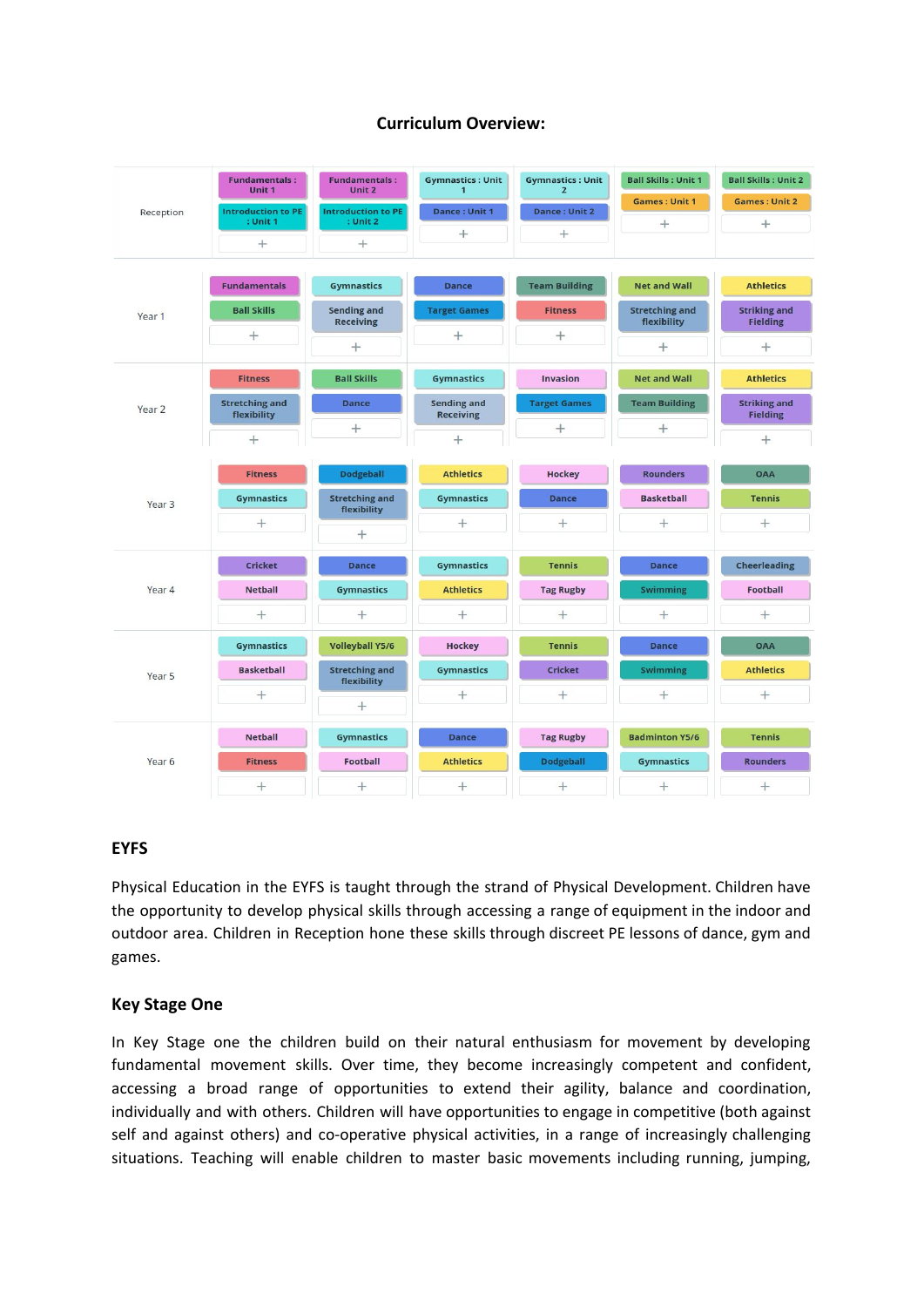**Curriculum Overview:**

| | | | | | | |
|---|---|---|---|---|---|---|
| Reception | Fundamentals : Unit 1<br>Introduction to PE : Unit 1 | Fundamentals : Unit 2<br>Introduction to PE : Unit 2 | Gymnastics : Unit 1<br>Dance : Unit 1 | Gymnastics : Unit 2<br>Dance : Unit 2 | Ball Skills : Unit 1<br>Games : Unit 1 | Ball Skills : Unit 2<br>Games : Unit 2 |
| Year 1 | Fundamentals<br>Ball Skills | Gymnastics<br>Sending and Receiving | Dance<br>Target Games | Team Building<br>Fitness | Net and Wall<br>Stretching and flexibility | Athletics<br>Striking and Fielding |
| Year 2 | Fitness<br>Stretching and flexibility | Ball Skills<br>Dance | Gymnastics<br>Sending and Receiving | Invasion<br>Target Games | Net and Wall<br>Team Building | Athletics<br>Striking and Fielding |
| Year 3 | Fitness<br>Gymnastics | Dodgeball<br>Stretching and flexibility | Athletics<br>Gymnastics | Hockey<br>Dance | Rounders<br>Basketball | OAA<br>Tennis |
| Year 4 | Cricket<br>Netball | Dance<br>Gymnastics | Gymnastics<br>Athletics | Tennis<br>Tag Rugby | Dance<br>Swimming | Cheerleading<br>Football |
| Year 5 | Gymnastics<br>Basketball | Volleyball Y5/6<br>Stretching and flexibility | Hockey<br>Gymnastics | Tennis<br>Cricket | Dance<br>Swimming | OAA<br>Athletics |
| Year 6 | Netball<br>Fitness | Gymnastics<br>Football | Dance<br>Athletics | Tag Rugby<br>Dodgeball | Badminton Y5/6<br>Gymnastics | Tennis<br>Rounders |

## EYFS

Physical Education in the EYFS is taught through the strand of Physical Development. Children have the opportunity to develop physical skills through accessing a range of equipment in the indoor and outdoor area. Children in Reception hone these skills through discreet PE lessons of dance, gym and games.

## Key Stage One

In Key Stage one the children build on their natural enthusiasm for movement by developing fundamental movement skills. Over time, they become increasingly competent and confident, accessing a broad range of opportunities to extend their agility, balance and coordination, individually and with others. Children will have opportunities to engage in competitive (both against self and against others) and co-operative physical activities, in a range of increasingly challenging situations. Teaching will enable children to master basic movements including running, jumping,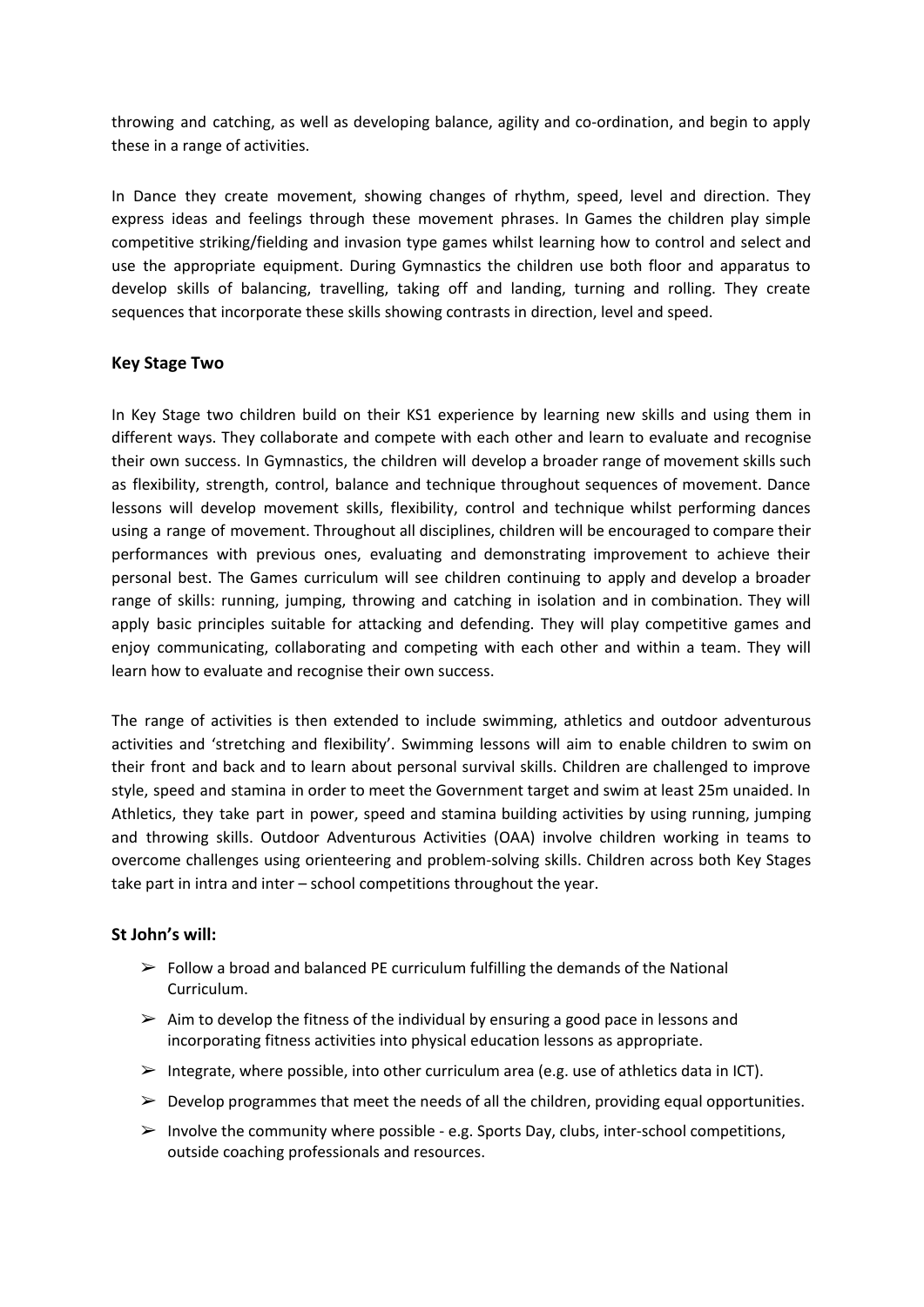throwing and catching, as well as developing balance, agility and co-ordination, and begin to apply these in a range of activities.

In Dance they create movement, showing changes of rhythm, speed, level and direction. They express ideas and feelings through these movement phrases. In Games the children play simple competitive striking/fielding and invasion type games whilst learning how to control and select and use the appropriate equipment. During Gymnastics the children use both floor and apparatus to develop skills of balancing, travelling, taking off and landing, turning and rolling. They create sequences that incorporate these skills showing contrasts in direction, level and speed.

### Key Stage Two

In Key Stage two children build on their KS1 experience by learning new skills and using them in different ways. They collaborate and compete with each other and learn to evaluate and recognise their own success. In Gymnastics, the children will develop a broader range of movement skills such as flexibility, strength, control, balance and technique throughout sequences of movement. Dance lessons will develop movement skills, flexibility, control and technique whilst performing dances using a range of movement. Throughout all disciplines, children will be encouraged to compare their performances with previous ones, evaluating and demonstrating improvement to achieve their personal best. The Games curriculum will see children continuing to apply and develop a broader range of skills: running, jumping, throwing and catching in isolation and in combination. They will apply basic principles suitable for attacking and defending. They will play competitive games and enjoy communicating, collaborating and competing with each other and within a team. They will learn how to evaluate and recognise their own success.

The range of activities is then extended to include swimming, athletics and outdoor adventurous activities and 'stretching and flexibility'. Swimming lessons will aim to enable children to swim on their front and back and to learn about personal survival skills. Children are challenged to improve style, speed and stamina in order to meet the Government target and swim at least 25m unaided. In Athletics, they take part in power, speed and stamina building activities by using running, jumping and throwing skills. Outdoor Adventurous Activities (OAA) involve children working in teams to overcome challenges using orienteering and problem-solving skills. Children across both Key Stages take part in intra and inter – school competitions throughout the year.

### St John's will:

- ➢ Follow a broad and balanced PE curriculum fulfilling the demands of the National Curriculum.
- ➢ Aim to develop the fitness of the individual by ensuring a good pace in lessons and incorporating fitness activities into physical education lessons as appropriate.
- ➢ Integrate, where possible, into other curriculum area (e.g. use of athletics data in ICT).
- ➢ Develop programmes that meet the needs of all the children, providing equal opportunities.
- ➢ Involve the community where possible - e.g. Sports Day, clubs, inter-school competitions, outside coaching professionals and resources.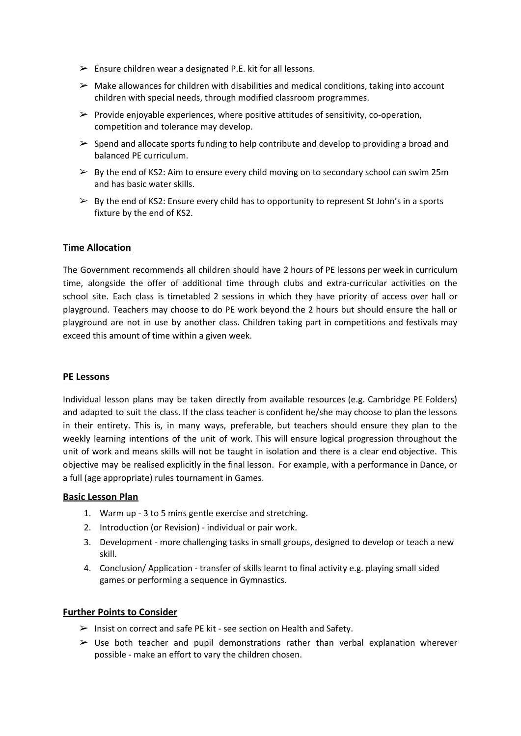- Ensure children wear a designated P.E. kit for all lessons.
- Make allowances for children with disabilities and medical conditions, taking into account children with special needs, through modified classroom programmes.
- Provide enjoyable experiences, where positive attitudes of sensitivity, co-operation, competition and tolerance may develop.
- Spend and allocate sports funding to help contribute and develop to providing a broad and balanced PE curriculum.
- By the end of KS2: Aim to ensure every child moving on to secondary school can swim 25m and has basic water skills.
- By the end of KS2: Ensure every child has to opportunity to represent St John's in a sports fixture by the end of KS2.

## Time Allocation

The Government recommends all children should have 2 hours of PE lessons per week in curriculum time, alongside the offer of additional time through clubs and extra-curricular activities on the school site. Each class is timetabled 2 sessions in which they have priority of access over hall or playground. Teachers may choose to do PE work beyond the 2 hours but should ensure the hall or playground are not in use by another class. Children taking part in competitions and festivals may exceed this amount of time within a given week.

## PE Lessons

Individual lesson plans may be taken directly from available resources (e.g. Cambridge PE Folders) and adapted to suit the class. If the class teacher is confident he/she may choose to plan the lessons in their entirety. This is, in many ways, preferable, but teachers should ensure they plan to the weekly learning intentions of the unit of work. This will ensure logical progression throughout the unit of work and means skills will not be taught in isolation and there is a clear end objective. This objective may be realised explicitly in the final lesson. For example, with a performance in Dance, or a full (age appropriate) rules tournament in Games.

### Basic Lesson Plan

1. Warm up - 3 to 5 mins gentle exercise and stretching.
2. Introduction (or Revision) - individual or pair work.
3. Development - more challenging tasks in small groups, designed to develop or teach a new skill.
4. Conclusion/ Application - transfer of skills learnt to final activity e.g. playing small sided games or performing a sequence in Gymnastics.

## Further Points to Consider

- Insist on correct and safe PE kit - see section on Health and Safety.
- Use both teacher and pupil demonstrations rather than verbal explanation wherever possible - make an effort to vary the children chosen.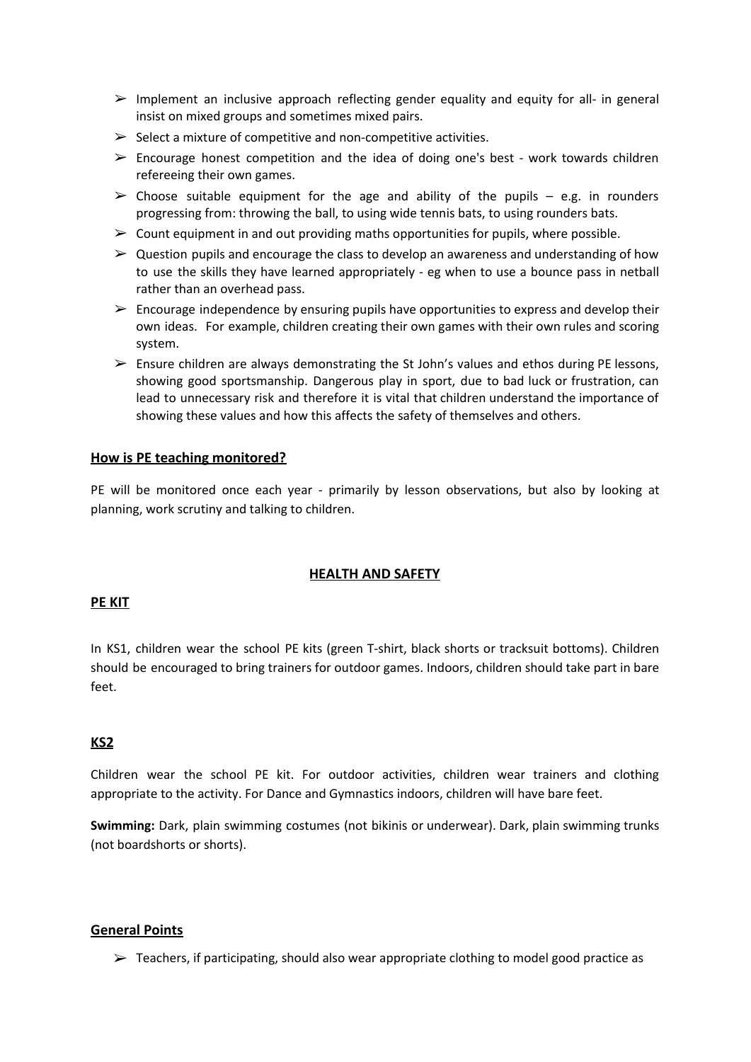- Implement an inclusive approach reflecting gender equality and equity for all- in general insist on mixed groups and sometimes mixed pairs.
- Select a mixture of competitive and non-competitive activities.
- Encourage honest competition and the idea of doing one's best - work towards children refereeing their own games.
- Choose suitable equipment for the age and ability of the pupils – e.g. in rounders progressing from: throwing the ball, to using wide tennis bats, to using rounders bats.
- Count equipment in and out providing maths opportunities for pupils, where possible.
- Question pupils and encourage the class to develop an awareness and understanding of how to use the skills they have learned appropriately - eg when to use a bounce pass in netball rather than an overhead pass.
- Encourage independence by ensuring pupils have opportunities to express and develop their own ideas. For example, children creating their own games with their own rules and scoring system.
- Ensure children are always demonstrating the St John's values and ethos during PE lessons, showing good sportsmanship. Dangerous play in sport, due to bad luck or frustration, can lead to unnecessary risk and therefore it is vital that children understand the importance of showing these values and how this affects the safety of themselves and others.

## **How is PE teaching monitored?**

PE will be monitored once each year - primarily by lesson observations, but also by looking at planning, work scrutiny and talking to children.

## **HEALTH AND SAFETY**

### **PE KIT**

In KS1, children wear the school PE kits (green T-shirt, black shorts or tracksuit bottoms). Children should be encouraged to bring trainers for outdoor games. Indoors, children should take part in bare feet.

### **KS2**

Children wear the school PE kit. For outdoor activities, children wear trainers and clothing appropriate to the activity. For Dance and Gymnastics indoors, children will have bare feet.

**Swimming:** Dark, plain swimming costumes (not bikinis or underwear). Dark, plain swimming trunks (not boardshorts or shorts).

### **General Points**

- Teachers, if participating, should also wear appropriate clothing to model good practice as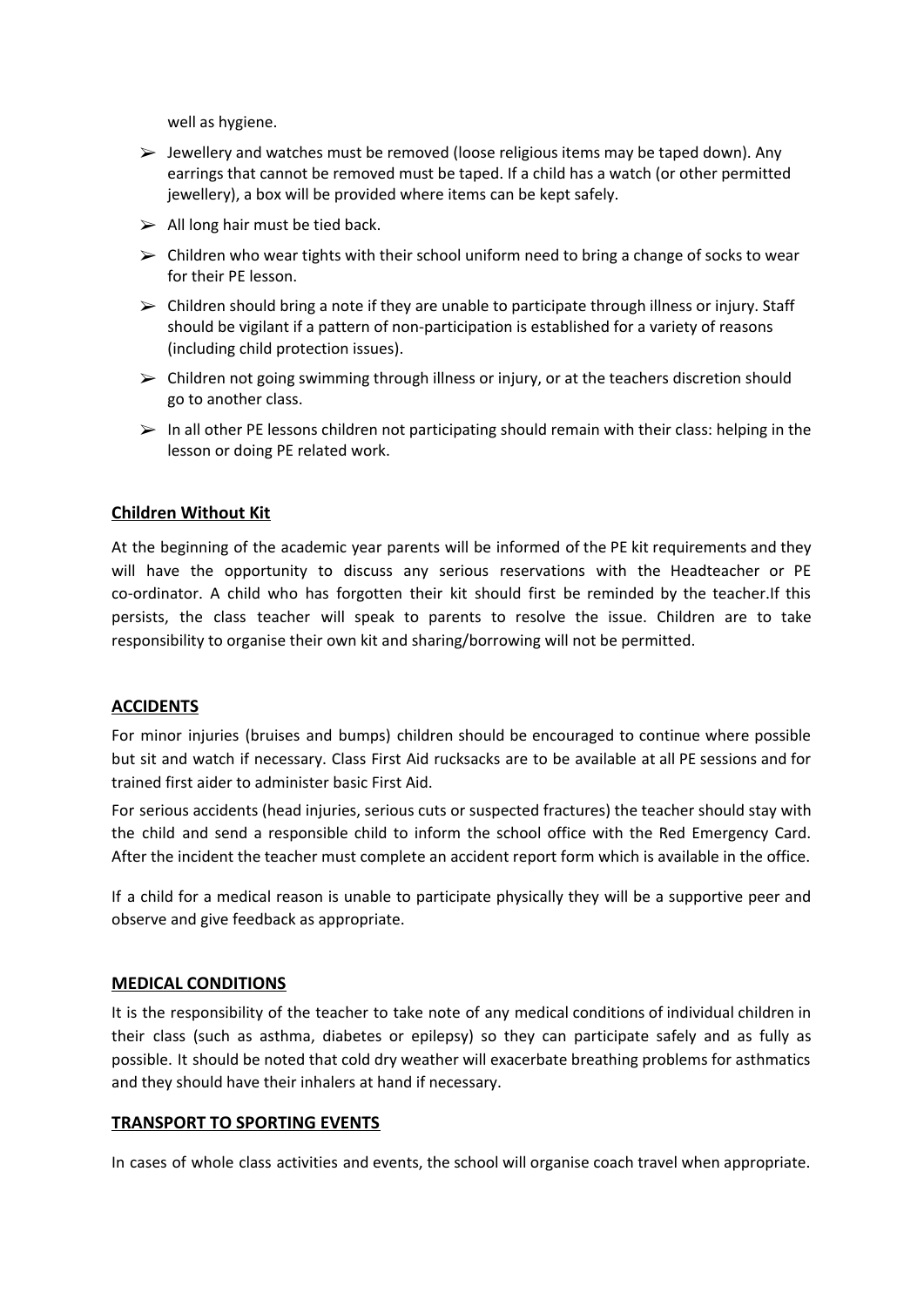well as hygiene.

- Jewellery and watches must be removed (loose religious items may be taped down). Any earrings that cannot be removed must be taped. If a child has a watch (or other permitted jewellery), a box will be provided where items can be kept safely.
- All long hair must be tied back.
- Children who wear tights with their school uniform need to bring a change of socks to wear for their PE lesson.
- Children should bring a note if they are unable to participate through illness or injury. Staff should be vigilant if a pattern of non-participation is established for a variety of reasons (including child protection issues).
- Children not going swimming through illness or injury, or at the teachers discretion should go to another class.
- In all other PE lessons children not participating should remain with their class: helping in the lesson or doing PE related work.

## Children Without Kit

At the beginning of the academic year parents will be informed of the PE kit requirements and they will have the opportunity to discuss any serious reservations with the Headteacher or PE co-ordinator. A child who has forgotten their kit should first be reminded by the teacher.If this persists, the class teacher will speak to parents to resolve the issue. Children are to take responsibility to organise their own kit and sharing/borrowing will not be permitted.

## ACCIDENTS

For minor injuries (bruises and bumps) children should be encouraged to continue where possible but sit and watch if necessary. Class First Aid rucksacks are to be available at all PE sessions and for trained first aider to administer basic First Aid.

For serious accidents (head injuries, serious cuts or suspected fractures) the teacher should stay with the child and send a responsible child to inform the school office with the Red Emergency Card. After the incident the teacher must complete an accident report form which is available in the office.

If a child for a medical reason is unable to participate physically they will be a supportive peer and observe and give feedback as appropriate.

## MEDICAL CONDITIONS

It is the responsibility of the teacher to take note of any medical conditions of individual children in their class (such as asthma, diabetes or epilepsy) so they can participate safely and as fully as possible. It should be noted that cold dry weather will exacerbate breathing problems for asthmatics and they should have their inhalers at hand if necessary.

## TRANSPORT TO SPORTING EVENTS

In cases of whole class activities and events, the school will organise coach travel when appropriate.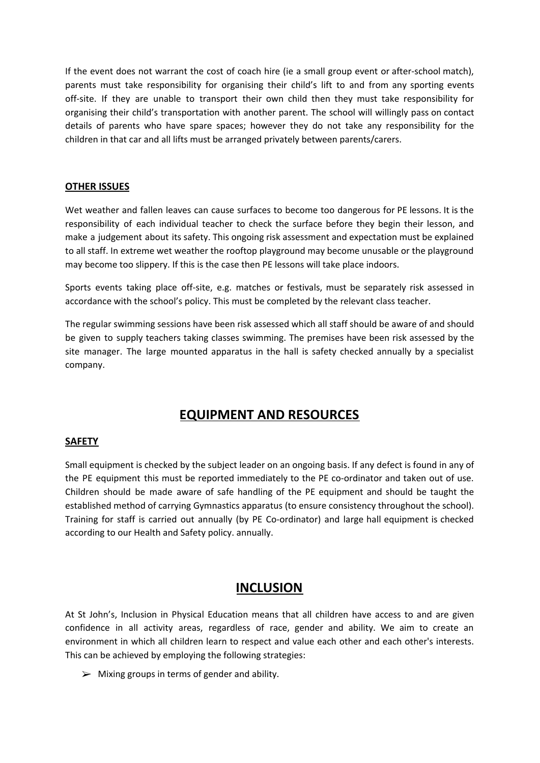If the event does not warrant the cost of coach hire (ie a small group event or after-school match), parents must take responsibility for organising their child's lift to and from any sporting events off-site. If they are unable to transport their own child then they must take responsibility for organising their child's transportation with another parent. The school will willingly pass on contact details of parents who have spare spaces; however they do not take any responsibility for the children in that car and all lifts must be arranged privately between parents/carers.

**OTHER ISSUES**

Wet weather and fallen leaves can cause surfaces to become too dangerous for PE lessons. It is the responsibility of each individual teacher to check the surface before they begin their lesson, and make a judgement about its safety. This ongoing risk assessment and expectation must be explained to all staff. In extreme wet weather the rooftop playground may become unusable or the playground may become too slippery. If this is the case then PE lessons will take place indoors.

Sports events taking place off-site, e.g. matches or festivals, must be separately risk assessed in accordance with the school's policy. This must be completed by the relevant class teacher.

The regular swimming sessions have been risk assessed which all staff should be aware of and should be given to supply teachers taking classes swimming. The premises have been risk assessed by the site manager. The large mounted apparatus in the hall is safety checked annually by a specialist company.

## EQUIPMENT AND RESOURCES

**SAFETY**

Small equipment is checked by the subject leader on an ongoing basis. If any defect is found in any of the PE equipment this must be reported immediately to the PE co-ordinator and taken out of use. Children should be made aware of safe handling of the PE equipment and should be taught the established method of carrying Gymnastics apparatus (to ensure consistency throughout the school). Training for staff is carried out annually (by PE Co-ordinator) and large hall equipment is checked according to our Health and Safety policy. annually.

## INCLUSION

At St John's, Inclusion in Physical Education means that all children have access to and are given confidence in all activity areas, regardless of race, gender and ability. We aim to create an environment in which all children learn to respect and value each other and each other's interests. This can be achieved by employing the following strategies:

- Mixing groups in terms of gender and ability.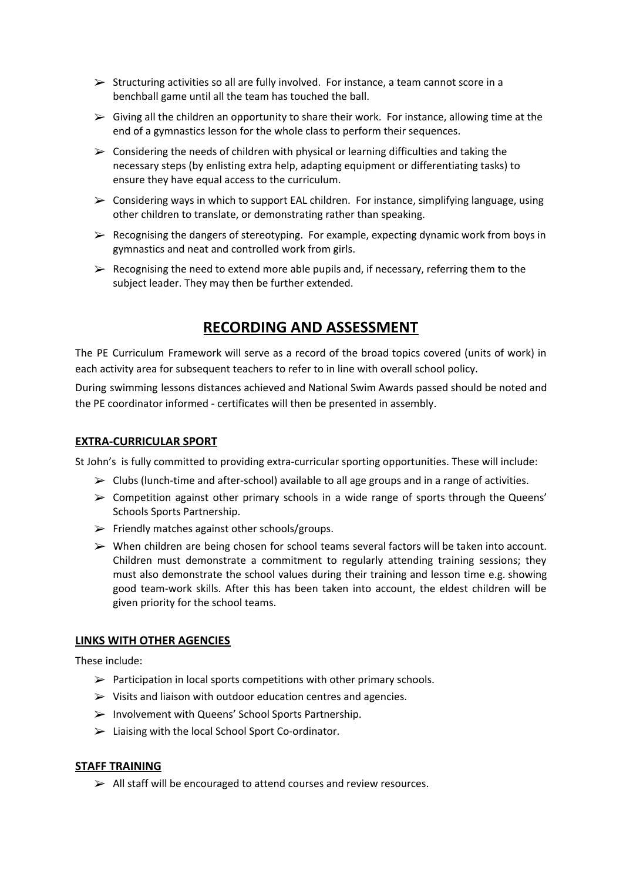- Structuring activities so all are fully involved. For instance, a team cannot score in a benchball game until all the team has touched the ball.
- Giving all the children an opportunity to share their work. For instance, allowing time at the end of a gymnastics lesson for the whole class to perform their sequences.
- Considering the needs of children with physical or learning difficulties and taking the necessary steps (by enlisting extra help, adapting equipment or differentiating tasks) to ensure they have equal access to the curriculum.
- Considering ways in which to support EAL children. For instance, simplifying language, using other children to translate, or demonstrating rather than speaking.
- Recognising the dangers of stereotyping. For example, expecting dynamic work from boys in gymnastics and neat and controlled work from girls.
- Recognising the need to extend more able pupils and, if necessary, referring them to the subject leader. They may then be further extended.

# RECORDING AND ASSESSMENT

The PE Curriculum Framework will serve as a record of the broad topics covered (units of work) in each activity area for subsequent teachers to refer to in line with overall school policy.

During swimming lessons distances achieved and National Swim Awards passed should be noted and the PE coordinator informed - certificates will then be presented in assembly.

## EXTRA-CURRICULAR SPORT

St John's is fully committed to providing extra-curricular sporting opportunities. These will include:

- Clubs (lunch-time and after-school) available to all age groups and in a range of activities.
- Competition against other primary schools in a wide range of sports through the Queens' Schools Sports Partnership.
- Friendly matches against other schools/groups.
- When children are being chosen for school teams several factors will be taken into account. Children must demonstrate a commitment to regularly attending training sessions; they must also demonstrate the school values during their training and lesson time e.g. showing good team-work skills. After this has been taken into account, the eldest children will be given priority for the school teams.

## LINKS WITH OTHER AGENCIES

These include:

- Participation in local sports competitions with other primary schools.
- Visits and liaison with outdoor education centres and agencies.
- Involvement with Queens' School Sports Partnership.
- Liaising with the local School Sport Co-ordinator.

## STAFF TRAINING

- All staff will be encouraged to attend courses and review resources.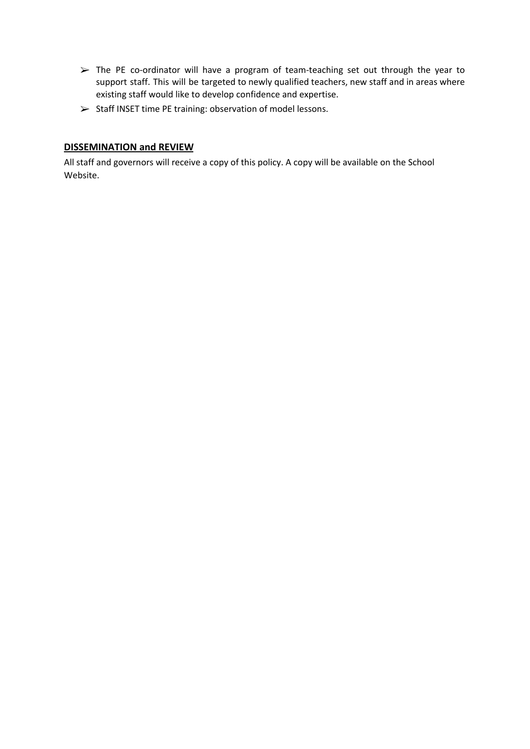- The PE co-ordinator will have a program of team-teaching set out through the year to support staff. This will be targeted to newly qualified teachers, new staff and in areas where existing staff would like to develop confidence and expertise.
- Staff INSET time PE training: observation of model lessons.

## DISSEMINATION and REVIEW

All staff and governors will receive a copy of this policy. A copy will be available on the School Website.